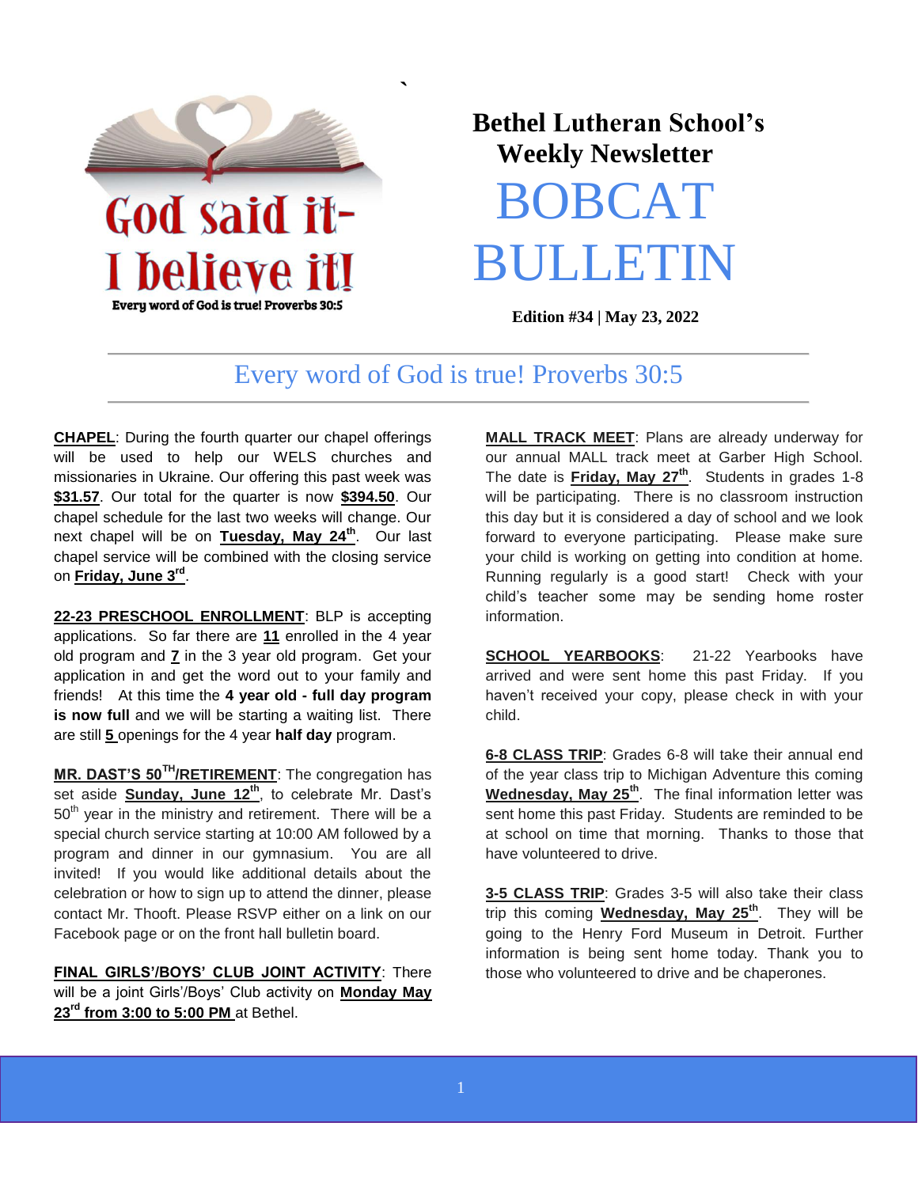God said it-
I believe it!
Every word of God is true! Proverbs 30:5

# Bethel Lutheran School's Weekly Newsletter

# BOBCAT BULLETIN

**Edition #34 | May 23, 2022**

## Every word of God is true! Proverbs 30:5

**CHAPEL**: During the fourth quarter our chapel offerings will be used to help our WELS churches and missionaries in Ukraine. Our offering this past week was **$31.57**. Our total for the quarter is now **$394.50**. Our chapel schedule for the last two weeks will change. Our next chapel will be on **Tuesday, May 24th**. Our last chapel service will be combined with the closing service on **Friday, June 3rd**.

**22-23 PRESCHOOL ENROLLMENT**: BLP is accepting applications. So far there are **11** enrolled in the 4 year old program and **7** in the 3 year old program. Get your application in and get the word out to your family and friends! At this time the **4 year old - full day program is now full** and we will be starting a waiting list. There are still **5** openings for the 4 year **half day** program.

**MR. DAST'S 50TH/RETIREMENT**: The congregation has set aside **Sunday, June 12th**, to celebrate Mr. Dast's 50th year in the ministry and retirement. There will be a special church service starting at 10:00 AM followed by a program and dinner in our gymnasium. You are all invited! If you would like additional details about the celebration or how to sign up to attend the dinner, please contact Mr. Thooft. Please RSVP either on a link on our Facebook page or on the front hall bulletin board.

**FINAL GIRLS'/BOYS' CLUB JOINT ACTIVITY**: There will be a joint Girls'/Boys' Club activity on **Monday May 23rd from 3:00 to 5:00 PM** at Bethel.

**MALL TRACK MEET**: Plans are already underway for our annual MALL track meet at Garber High School. The date is **Friday, May 27th**. Students in grades 1-8 will be participating. There is no classroom instruction this day but it is considered a day of school and we look forward to everyone participating. Please make sure your child is working on getting into condition at home. Running regularly is a good start! Check with your child's teacher some may be sending home roster information.

**SCHOOL YEARBOOKS**: 21-22 Yearbooks have arrived and were sent home this past Friday. If you haven't received your copy, please check in with your child.

**6-8 CLASS TRIP**: Grades 6-8 will take their annual end of the year class trip to Michigan Adventure this coming **Wednesday, May 25th**. The final information letter was sent home this past Friday. Students are reminded to be at school on time that morning. Thanks to those that have volunteered to drive.

**3-5 CLASS TRIP**: Grades 3-5 will also take their class trip this coming **Wednesday, May 25th**. They will be going to the Henry Ford Museum in Detroit. Further information is being sent home today. Thank you to those who volunteered to drive and be chaperones.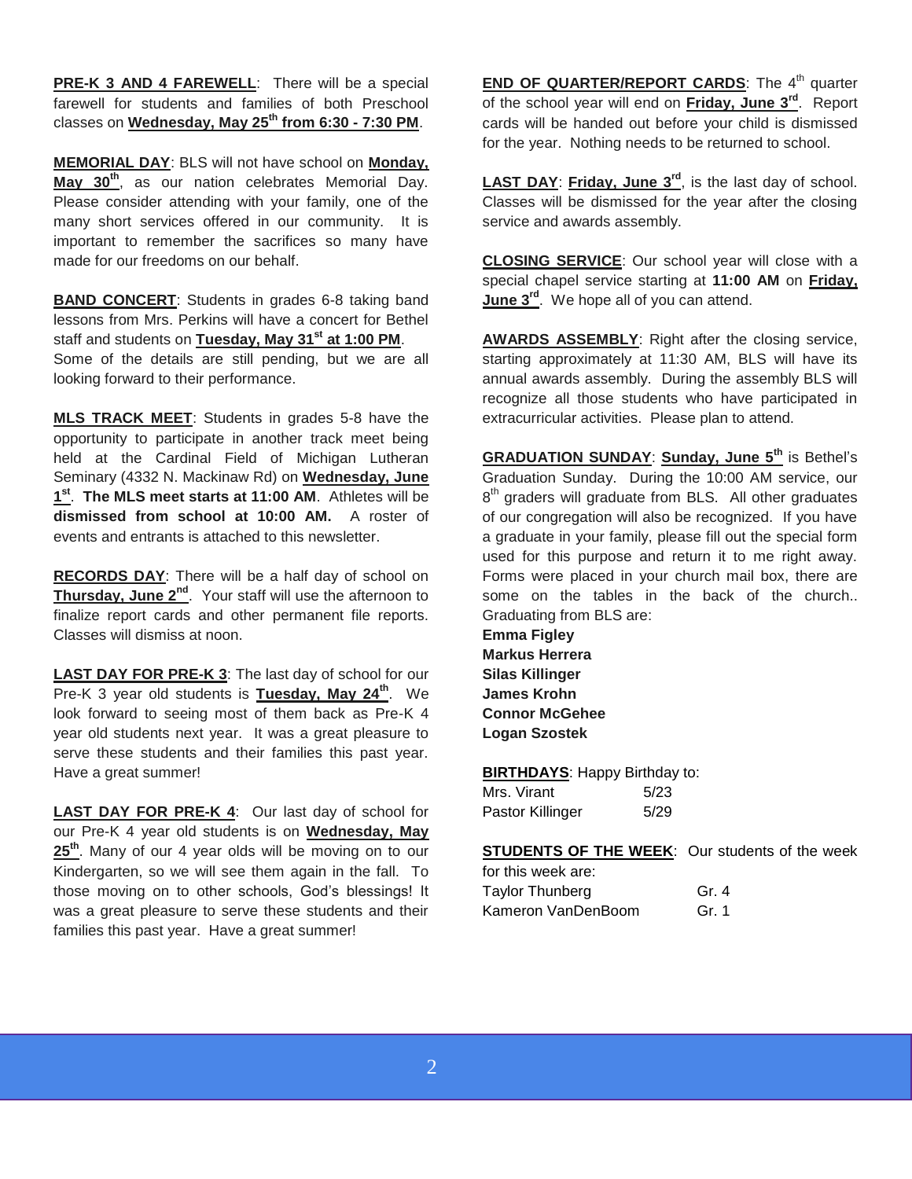**PRE-K 3 AND 4 FAREWELL**: There will be a special farewell for students and families of both Preschool classes on **Wednesday, May 25th from 6:30 - 7:30 PM**.

**MEMORIAL DAY**: BLS will not have school on **Monday, May 30th**, as our nation celebrates Memorial Day. Please consider attending with your family, one of the many short services offered in our community. It is important to remember the sacrifices so many have made for our freedoms on our behalf.

**BAND CONCERT**: Students in grades 6-8 taking band lessons from Mrs. Perkins will have a concert for Bethel staff and students on **Tuesday, May 31st at 1:00 PM**. Some of the details are still pending, but we are all looking forward to their performance.

**MLS TRACK MEET**: Students in grades 5-8 have the opportunity to participate in another track meet being held at the Cardinal Field of Michigan Lutheran Seminary (4332 N. Mackinaw Rd) on **Wednesday, June 1st**. **The MLS meet starts at 11:00 AM**. Athletes will be **dismissed from school at 10:00 AM.** A roster of events and entrants is attached to this newsletter.

**RECORDS DAY**: There will be a half day of school on **Thursday, June 2nd**. Your staff will use the afternoon to finalize report cards and other permanent file reports. Classes will dismiss at noon.

**LAST DAY FOR PRE-K 3**: The last day of school for our Pre-K 3 year old students is **Tuesday, May 24th**. We look forward to seeing most of them back as Pre-K 4 year old students next year. It was a great pleasure to serve these students and their families this past year. Have a great summer!

**LAST DAY FOR PRE-K 4**: Our last day of school for our Pre-K 4 year old students is on **Wednesday, May 25th**. Many of our 4 year olds will be moving on to our Kindergarten, so we will see them again in the fall. To those moving on to other schools, God's blessings! It was a great pleasure to serve these students and their families this past year. Have a great summer!

**END OF QUARTER/REPORT CARDS**: The 4th quarter of the school year will end on **Friday, June 3rd**. Report cards will be handed out before your child is dismissed for the year. Nothing needs to be returned to school.

**LAST DAY**: **Friday, June 3rd**, is the last day of school. Classes will be dismissed for the year after the closing service and awards assembly.

**CLOSING SERVICE**: Our school year will close with a special chapel service starting at **11:00 AM** on **Friday, June 3rd**. We hope all of you can attend.

**AWARDS ASSEMBLY**: Right after the closing service, starting approximately at 11:30 AM, BLS will have its annual awards assembly. During the assembly BLS will recognize all those students who have participated in extracurricular activities. Please plan to attend.

**GRADUATION SUNDAY**: **Sunday, June 5th** is Bethel's Graduation Sunday. During the 10:00 AM service, our 8th graders will graduate from BLS. All other graduates of our congregation will also be recognized. If you have a graduate in your family, please fill out the special form used for this purpose and return it to me right away. Forms were placed in your church mail box, there are some on the tables in the back of the church.. Graduating from BLS are:

**Emma Figley**
**Markus Herrera**
**Silas Killinger**
**James Krohn**
**Connor McGehee**
**Logan Szostek**

**BIRTHDAYS**: Happy Birthday to:

| | |
|---|---|
| Mrs. Virant | 5/23 |
| Pastor Killinger | 5/29 |

**STUDENTS OF THE WEEK**: Our students of the week for this week are:

| | |
|---|---|
| Taylor Thunberg | Gr. 4 |
| Kameron VanDenBoom | Gr. 1 |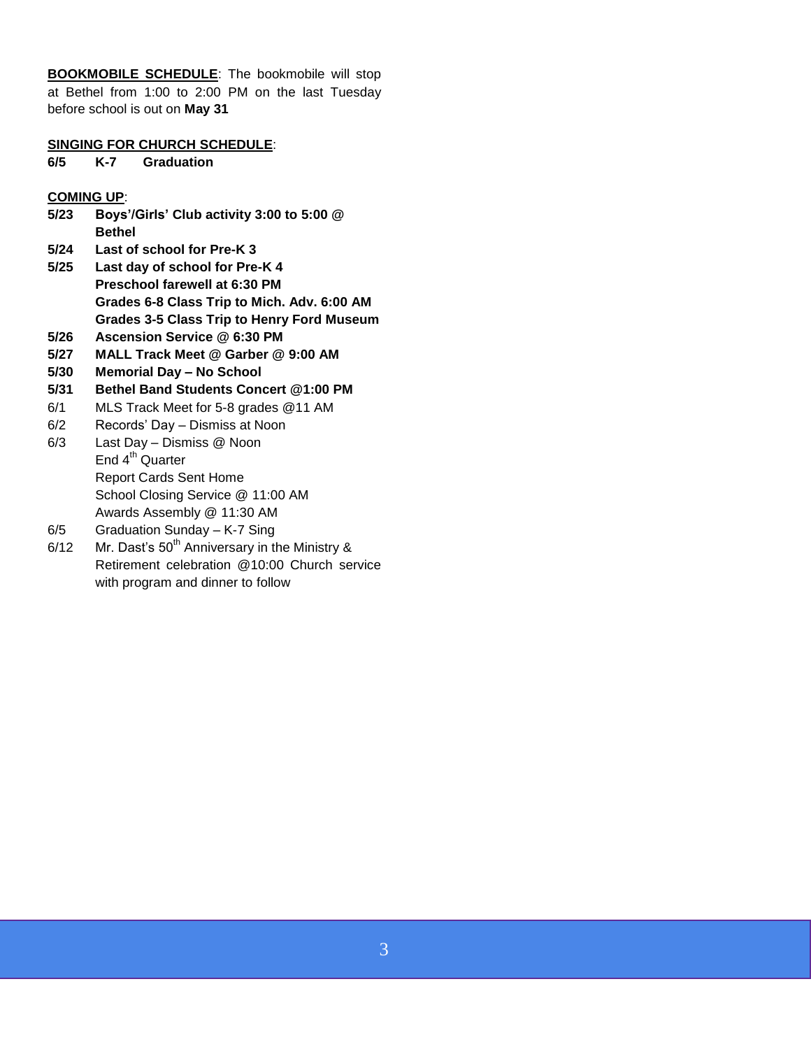**BOOKMOBILE SCHEDULE**: The bookmobile will stop at Bethel from 1:00 to 2:00 PM on the last Tuesday before school is out on **May 31**

**SINGING FOR CHURCH SCHEDULE**:

**6/5 K-7 Graduation**

**COMING UP**:

**5/23** **Boys'/Girls' Club activity 3:00 to 5:00 @ Bethel**

**5/24** **Last of school for Pre-K 3**

**5/25** **Last day of school for Pre-K 4**
**Preschool farewell at 6:30 PM**
**Grades 6-8 Class Trip to Mich. Adv. 6:00 AM**
**Grades 3-5 Class Trip to Henry Ford Museum**

**5/26** **Ascension Service @ 6:30 PM**

**5/27** **MALL Track Meet @ Garber @ 9:00 AM**

**5/30** **Memorial Day – No School**

**5/31** **Bethel Band Students Concert @1:00 PM**

6/1 MLS Track Meet for 5-8 grades @11 AM

6/2 Records' Day – Dismiss at Noon

6/3 Last Day – Dismiss @ Noon
End 4th Quarter
Report Cards Sent Home
School Closing Service @ 11:00 AM
Awards Assembly @ 11:30 AM

6/5 Graduation Sunday – K-7 Sing

6/12 Mr. Dast's 50th Anniversary in the Ministry & Retirement celebration @10:00 Church service with program and dinner to follow